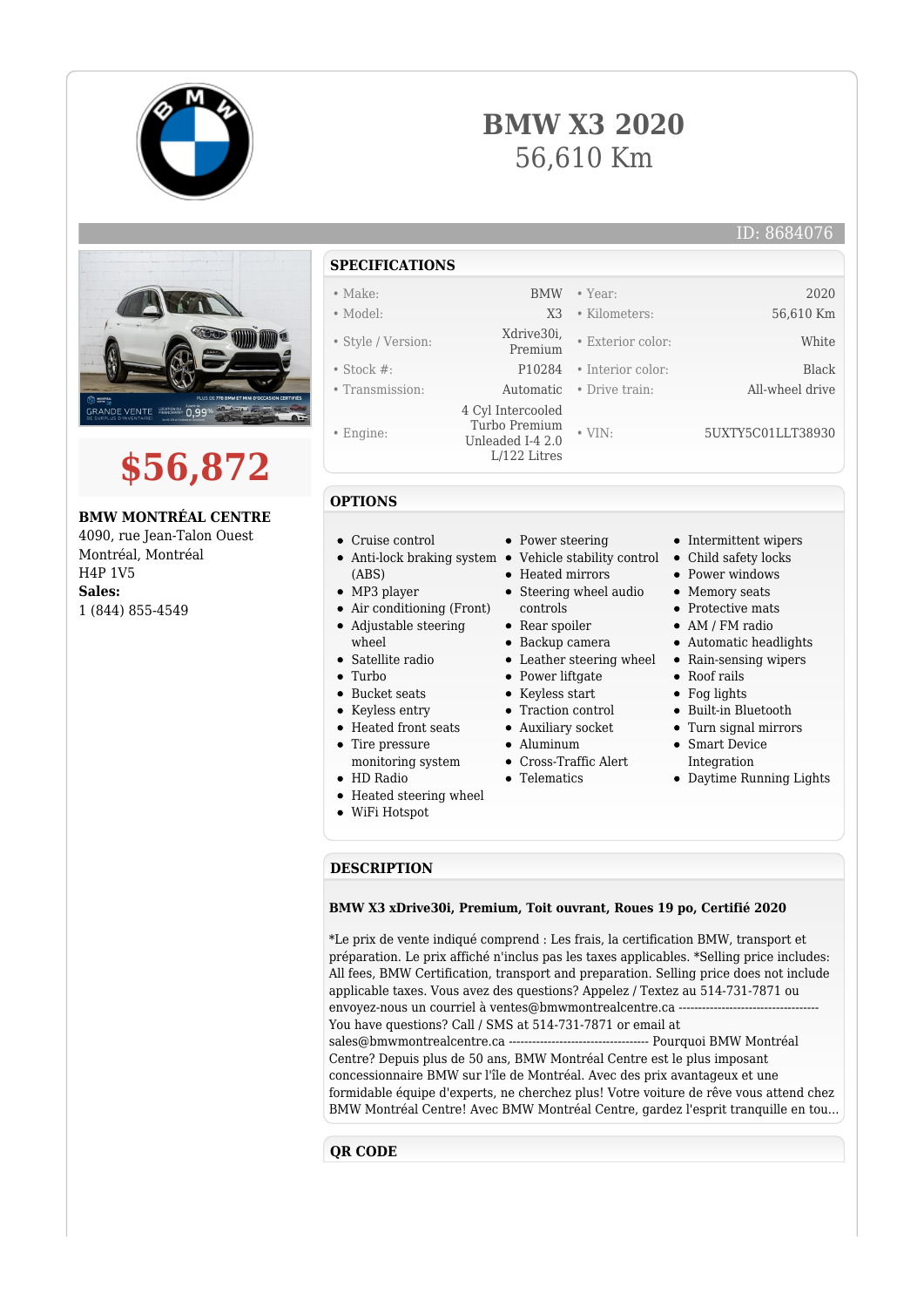# BMW X3 2020

## 56,610 Km

ID: 8684076

**$56,872**

**BMW MONTRÉAL CENTRE**
4090, rue Jean-Talon Ouest
Montréal, Montréal
H4P 1V5
**Sales:**
1 (844) 855-4549

## SPECIFICATIONS

| | | | |
|---|---|---|---|
| • Make: | BMW | • Year: | 2020 |
| • Model: | X3 | • Kilometers: | 56,610 Km |
| • Style / Version: | Xdrive30i, Premium | • Exterior color: | White |
| • Stock #: | P10284 | • Interior color: | Black |
| • Transmission: | Automatic | • Drive train: | All-wheel drive |
| • Engine: | 4 Cyl Intercooled Turbo Premium Unleaded I-4 2.0 L/122 Litres | • VIN: | 5UXTY5C01LLT38930 |

## OPTIONS

- Cruise control
- Anti-lock braking system (ABS)
- MP3 player
- Air conditioning (Front)
- Adjustable steering wheel
- Satellite radio
- Turbo
- Bucket seats
- Keyless entry
- Heated front seats
- Tire pressure monitoring system
- HD Radio
- Heated steering wheel
- WiFi Hotspot
- Power steering
- Vehicle stability control
- Heated mirrors
- Steering wheel audio controls
- Rear spoiler
- Backup camera
- Leather steering wheel
- Power liftgate
- Keyless start
- Traction control
- Auxiliary socket
- Aluminum
- Cross-Traffic Alert
- Telematics
- Intermittent wipers
- Child safety locks
- Power windows
- Memory seats
- Protective mats
- AM / FM radio
- Automatic headlights
- Rain-sensing wipers
- Roof rails
- Fog lights
- Built-in Bluetooth
- Turn signal mirrors
- Smart Device Integration
- Daytime Running Lights

## DESCRIPTION

**BMW X3 xDrive30i, Premium, Toit ouvrant, Roues 19 po, Certifié 2020**

*Le prix de vente indiqué comprend : Les frais, la certification BMW, transport et préparation. Le prix affiché n'inclus pas les taxes applicables. *Selling price includes: All fees, BMW Certification, transport and preparation. Selling price does not include applicable taxes. Vous avez des questions? Appelez / Textez au 514-731-7871 ou envoyez-nous un courriel à ventes@bmwmontrealcentre.ca ----------------------------------- You have questions? Call / SMS at 514-731-7871 or email at sales@bmwmontrealcentre.ca ----------------------------------- Pourquoi BMW Montréal Centre? Depuis plus de 50 ans, BMW Montréal Centre est le plus imposant concessionnaire BMW sur l'île de Montréal. Avec des prix avantageux et une formidable équipe d'experts, ne cherchez plus! Votre voiture de rêve vous attend chez BMW Montréal Centre! Avec BMW Montréal Centre, gardez l'esprit tranquille en tou...

## QR CODE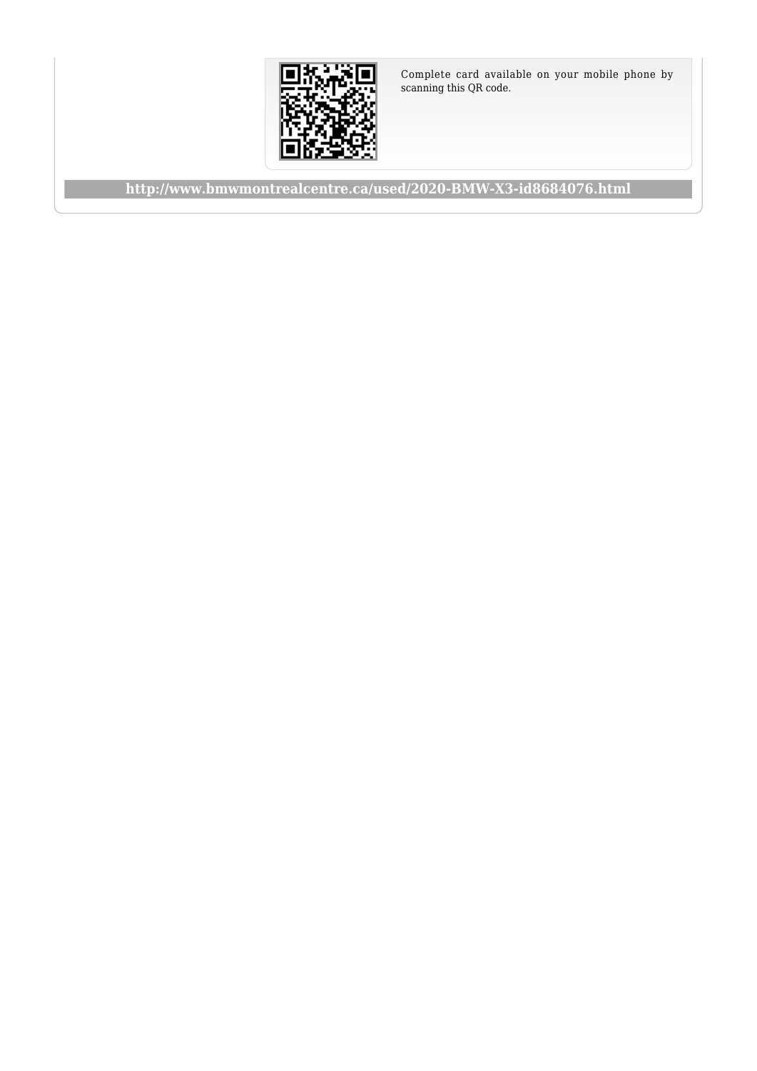Complete card available on your mobile phone by scanning this QR code.

**http://www.bmwmontrealcentre.ca/used/2020-BMW-X3-id8684076.html**